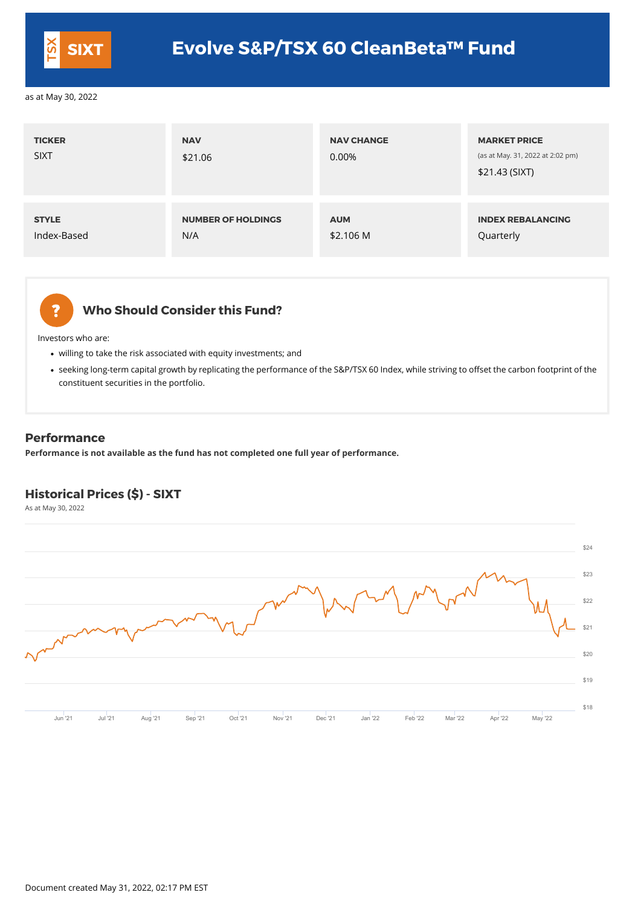# Evolve S&P/TSX 60 CleanBeta™ Fund

TSX SIXT

as at May 30, 2022

| TICKER | NAV | NAV CHANGE | MARKET PRICE |
|---|---|---|---|
| SIXT | $21.06 | 0.00% | (as at May. 31, 2022 at 2:02 pm) $21.43 (SIXT) |

| STYLE | NUMBER OF HOLDINGS | AUM | INDEX REBALANCING |
|---|---|---|---|
| Index-Based | N/A | $2.106 M | Quarterly |

## Who Should Consider this Fund?

Investors who are:

- willing to take the risk associated with equity investments; and
- seeking long-term capital growth by replicating the performance of the S&P/TSX 60 Index, while striving to offset the carbon footprint of the constituent securities in the portfolio.

## Performance

**Performance is not available as the fund has not completed one full year of performance.**

## Historical Prices ($) - SIXT

As at May 30, 2022

Document created May 31, 2022, 02:17 PM EST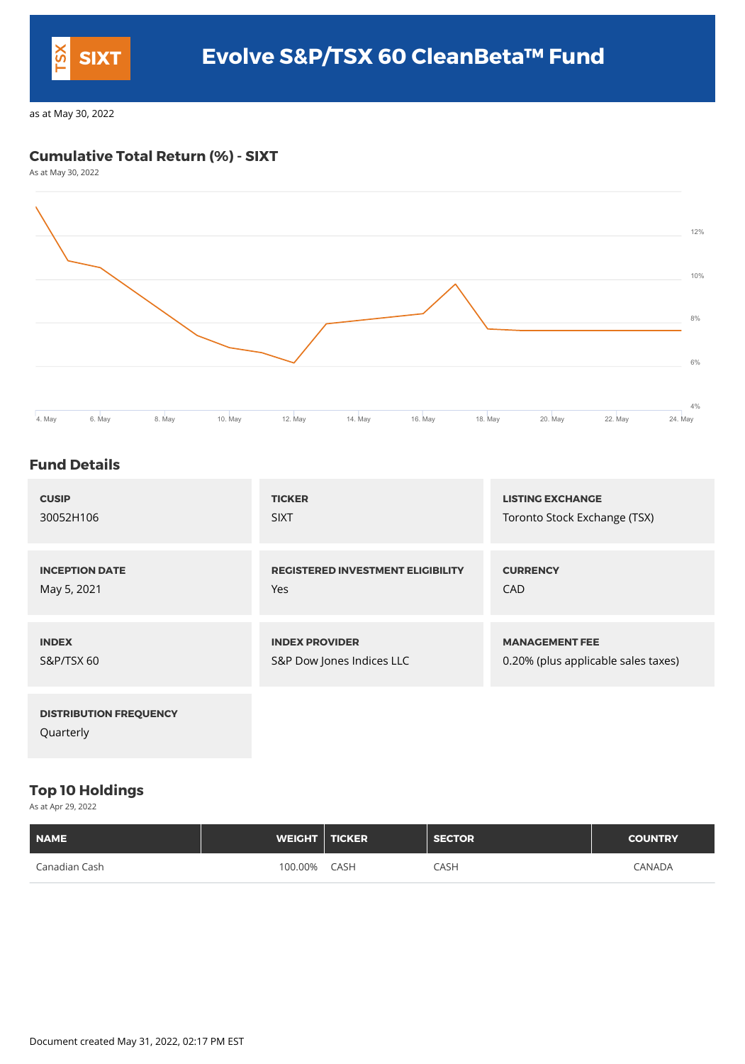# Evolve S&P/TSX 60 CleanBeta™ Fund

TSX SIXT

as at May 30, 2022

## Cumulative Total Return (%) - SIXT

As at May 30, 2022

## Fund Details

| | | |
|---|---|---|
| **CUSIP**<br>30052H106 | **TICKER**<br>SIXT | **LISTING EXCHANGE**<br>Toronto Stock Exchange (TSX) |
| **INCEPTION DATE**<br>May 5, 2021 | **REGISTERED INVESTMENT ELIGIBILITY**<br>Yes | **CURRENCY**<br>CAD |
| **INDEX**<br>S&P/TSX 60 | **INDEX PROVIDER**<br>S&P Dow Jones Indices LLC | **MANAGEMENT FEE**<br>0.20% (plus applicable sales taxes) |
| **DISTRIBUTION FREQUENCY**<br>Quarterly | | |

## Top 10 Holdings

As at Apr 29, 2022

| NAME | WEIGHT | TICKER | SECTOR | COUNTRY |
|---|---|---|---|---|
| Canadian Cash | 100.00% | CASH | CASH | CANADA |

Document created May 31, 2022, 02:17 PM EST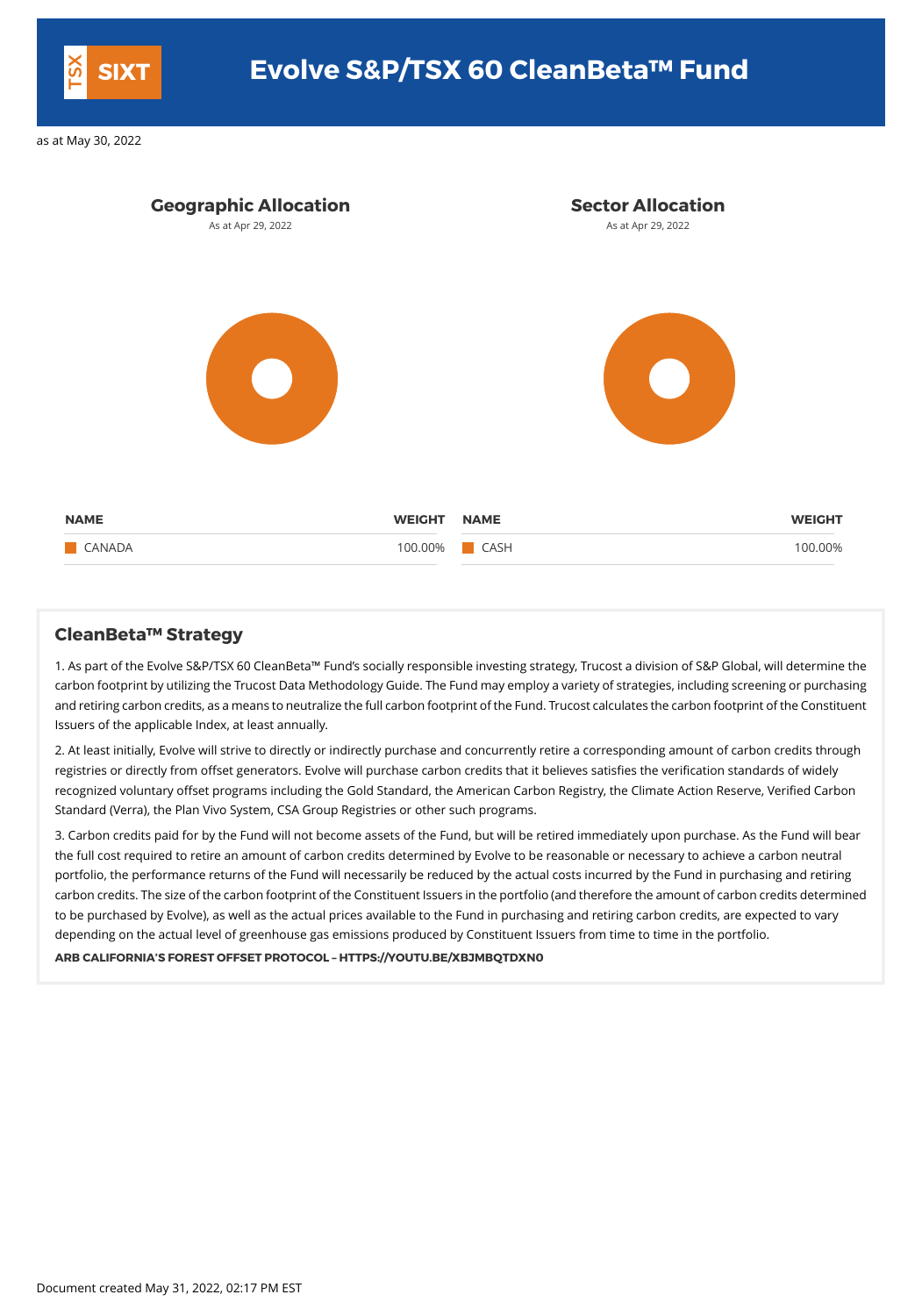# Evolve S&P/TSX 60 CleanBeta™ Fund

TSX SIXT

as at May 30, 2022

## Geographic Allocation

As at Apr 29, 2022

| NAME | WEIGHT |
|---|---|
| CANADA | 100.00% |

## Sector Allocation

As at Apr 29, 2022

| NAME | WEIGHT |
|---|---|
| CASH | 100.00% |

## CleanBeta™ Strategy

1. As part of the Evolve S&P/TSX 60 CleanBeta™ Fund's socially responsible investing strategy, Trucost a division of S&P Global, will determine the carbon footprint by utilizing the Trucost Data Methodology Guide. The Fund may employ a variety of strategies, including screening or purchasing and retiring carbon credits, as a means to neutralize the full carbon footprint of the Fund. Trucost calculates the carbon footprint of the Constituent Issuers of the applicable Index, at least annually.

2. At least initially, Evolve will strive to directly or indirectly purchase and concurrently retire a corresponding amount of carbon credits through registries or directly from offset generators. Evolve will purchase carbon credits that it believes satisfies the verification standards of widely recognized voluntary offset programs including the Gold Standard, the American Carbon Registry, the Climate Action Reserve, Verified Carbon Standard (Verra), the Plan Vivo System, CSA Group Registries or other such programs.

3. Carbon credits paid for by the Fund will not become assets of the Fund, but will be retired immediately upon purchase. As the Fund will bear the full cost required to retire an amount of carbon credits determined by Evolve to be reasonable or necessary to achieve a carbon neutral portfolio, the performance returns of the Fund will necessarily be reduced by the actual costs incurred by the Fund in purchasing and retiring carbon credits. The size of the carbon footprint of the Constituent Issuers in the portfolio (and therefore the amount of carbon credits determined to be purchased by Evolve), as well as the actual prices available to the Fund in purchasing and retiring carbon credits, are expected to vary depending on the actual level of greenhouse gas emissions produced by Constituent Issuers from time to time in the portfolio.

**ARB CALIFORNIA'S FOREST OFFSET PROTOCOL – HTTPS://YOUTU.BE/XBJMBQTDXN0**

Document created May 31, 2022, 02:17 PM EST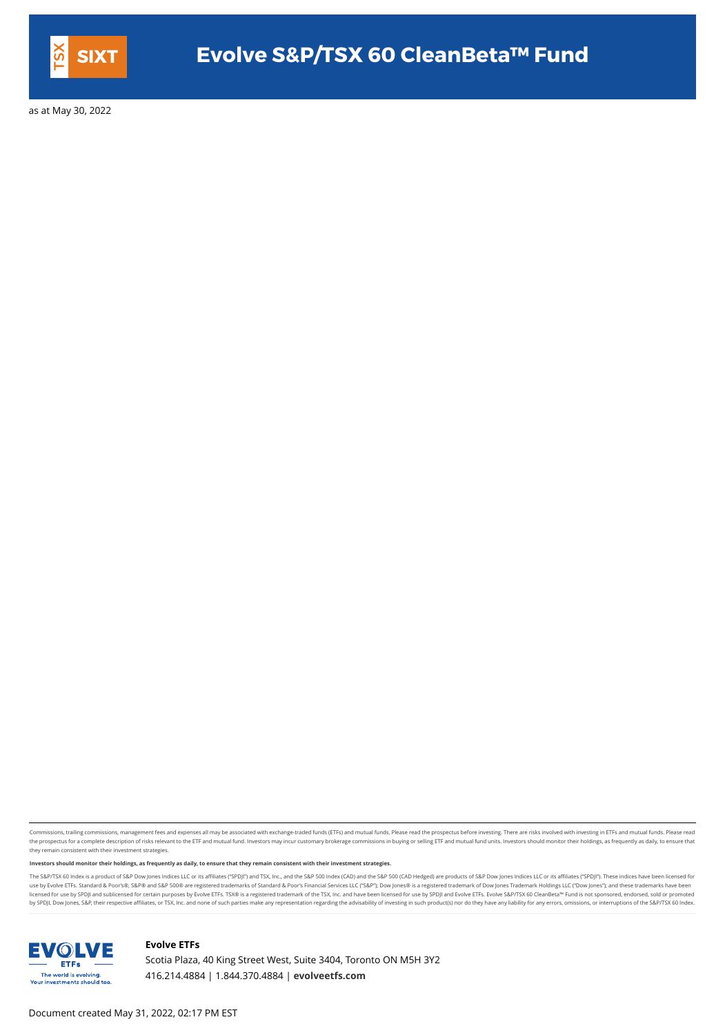SIXT

# Evolve S&P/TSX 60 CleanBeta™ Fund

as at May 30, 2022

Commissions, trailing commissions, management fees and expenses all may be associated with exchange-traded funds (ETFs) and mutual funds. Please read the prospectus before investing. There are risks involved with investing in ETFs and mutual funds. Please read the prospectus for a complete description of risks relevant to the ETF and mutual fund. Investors may incur customary brokerage commissions in buying or selling ETF and mutual fund units. Investors should monitor their holdings, as frequently as daily, to ensure that they remain consistent with their investment strategies.

**Investors should monitor their holdings, as frequently as daily, to ensure that they remain consistent with their investment strategies.**

The S&P/TSX 60 Index is a product of S&P Dow Jones Indices LLC or its affiliates ("SPDJI") and TSX, Inc., and the S&P 500 Index (CAD) and the S&P 500 (CAD Hedged) are products of S&P Dow Jones Indices LLC or its affiliates ("SPDJI"). These indices have been licensed for use by Evolve ETFs. Standard & Poor's®, S&P® and S&P 500® are registered trademarks of Standard & Poor's Financial Services LLC ("S&P"); Dow Jones® is a registered trademark of Dow Jones Trademark Holdings LLC ("Dow Jones"); and these trademarks have been licensed for use by SPDJI and sublicensed for certain purposes by Evolve ETFs. TSX® is a registered trademark of the TSX, Inc. and have been licensed for use by SPDJI and Evolve ETFs. Evolve S&P/TSX 60 CleanBeta™ Fund is not sponsored, endorsed, sold or promoted by SPDJI, Dow Jones, S&P, their respective affiliates, or TSX, Inc. and none of such parties make any representation regarding the advisability of investing in such product(s) nor do they have any liability for any errors, omissions, or interruptions of the S&P/TSX 60 Index.

EVOLVE ETFs
The world is evolving. Your investments should too.

**Evolve ETFs**
Scotia Plaza, 40 King Street West, Suite 3404, Toronto ON M5H 3Y2
416.214.4884 | 1.844.370.4884 | **evolveetfs.com**

Document created May 31, 2022, 02:17 PM EST